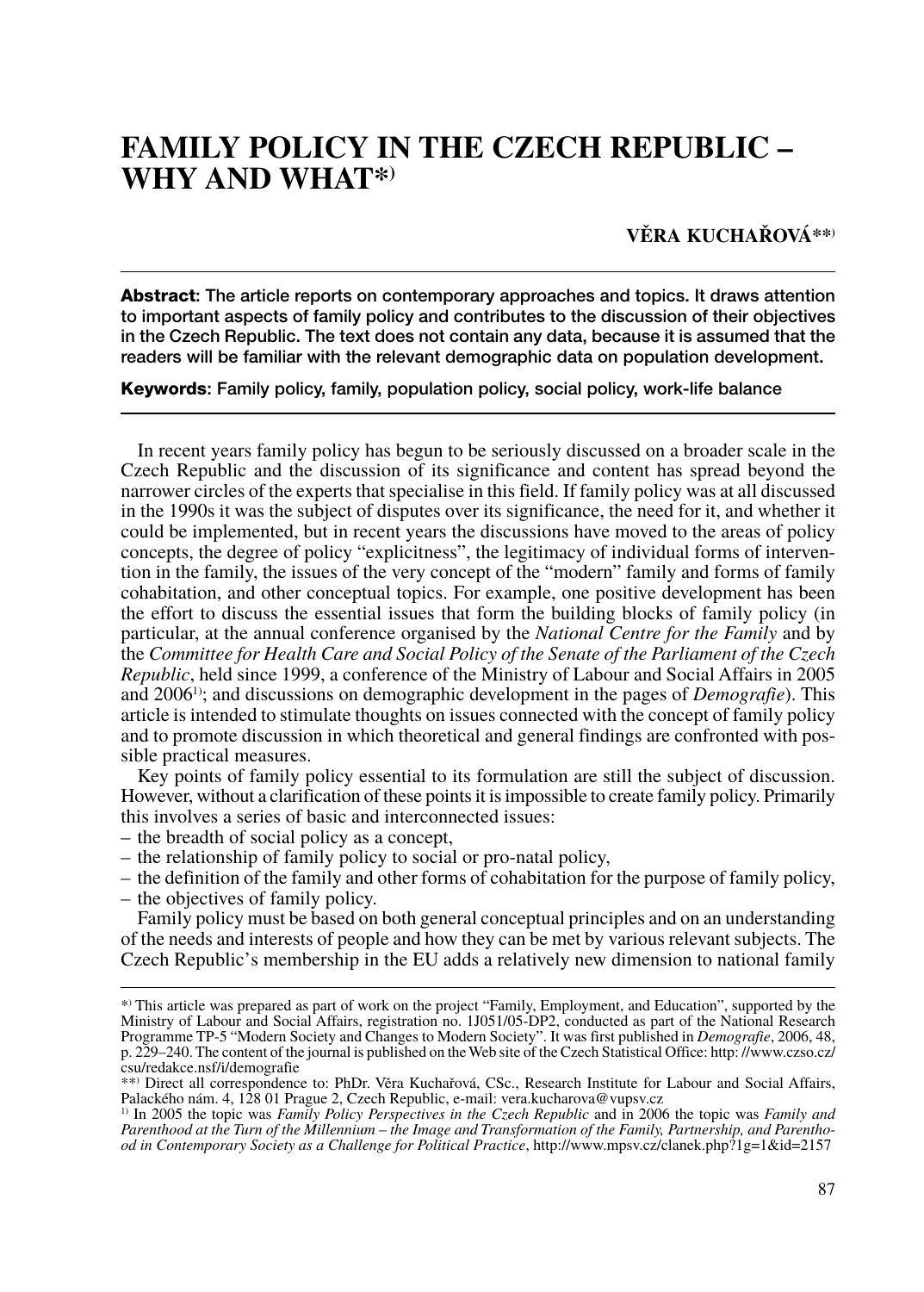# FAMILY POLICY IN THE CZECH REPUBLIC – WHY AND WHAT*)

**VĚRA KUCHAŘOVÁ**)**

**Abstract:** The article reports on contemporary approaches and topics. It draws attention to important aspects of family policy and contributes to the discussion of their objectives in the Czech Republic. The text does not contain any data, because it is assumed that the readers will be familiar with the relevant demographic data on population development.

**Keywords:** Family policy, family, population policy, social policy, work-life balance

In recent years family policy has begun to be seriously discussed on a broader scale in the Czech Republic and the discussion of its significance and content has spread beyond the narrower circles of the experts that specialise in this field. If family policy was at all discussed in the 1990s it was the subject of disputes over its significance, the need for it, and whether it could be implemented, but in recent years the discussions have moved to the areas of policy concepts, the degree of policy "explicitness", the legitimacy of individual forms of intervention in the family, the issues of the very concept of the "modern" family and forms of family cohabitation, and other conceptual topics. For example, one positive development has been the effort to discuss the essential issues that form the building blocks of family policy (in particular, at the annual conference organised by the *National Centre for the Family* and by the *Committee for Health Care and Social Policy of the Senate of the Parliament of the Czech Republic*, held since 1999, a conference of the Ministry of Labour and Social Affairs in 2005 and 2006[1]; and discussions on demographic development in the pages of *Demografie*). This article is intended to stimulate thoughts on issues connected with the concept of family policy and to promote discussion in which theoretical and general findings are confronted with possible practical measures.

Key points of family policy essential to its formulation are still the subject of discussion. However, without a clarification of these points it is impossible to create family policy. Primarily this involves a series of basic and interconnected issues:

- the breadth of social policy as a concept,
- the relationship of family policy to social or pro-natal policy,
- the definition of the family and other forms of cohabitation for the purpose of family policy,
- the objectives of family policy.

Family policy must be based on both general conceptual principles and on an understanding of the needs and interests of people and how they can be met by various relevant subjects. The Czech Republic's membership in the EU adds a relatively new dimension to national family

---

*) This article was prepared as part of work on the project "Family, Employment, and Education", supported by the Ministry of Labour and Social Affairs, registration no. 1J051/05-DP2, conducted as part of the National Research Programme TP-5 "Modern Society and Changes to Modern Society". It was first published in *Demografie*, 2006, 48, p. 229–240. The content of the journal is published on the Web site of the Czech Statistical Office: http: //www.czso.cz/csu/redakce.nsf/i/demografie

**) Direct all correspondence to: PhDr. Věra Kuchařová, CSc., Research Institute for Labour and Social Affairs, Palackého nám. 4, 128 01 Prague 2, Czech Republic, e-mail: vera.kucharova@vupsv.cz

[1] In 2005 the topic was *Family Policy Perspectives in the Czech Republic* and in 2006 the topic was *Family and Parenthood at the Turn of the Millennium – the Image and Transformation of the Family, Partnership, and Parenthood in Contemporary Society as a Challenge for Political Practice*, http://www.mpsv.cz/clanek.php?1g=1&id=2157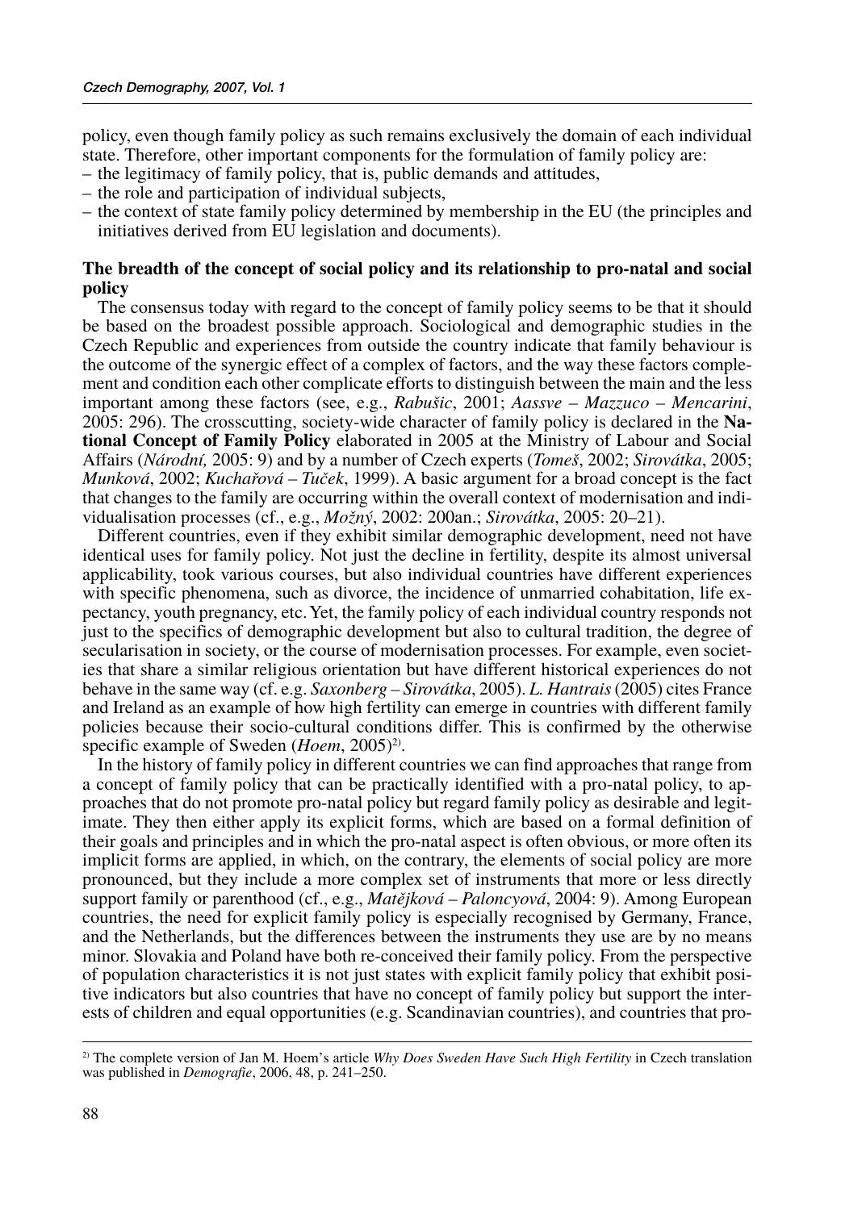policy, even though family policy as such remains exclusively the domain of each individual state. Therefore, other important components for the formulation of family policy are:

– the legitimacy of family policy, that is, public demands and attitudes,
– the role and participation of individual subjects,
– the context of state family policy determined by membership in the EU (the principles and initiatives derived from EU legislation and documents).

**The breadth of the concept of social policy and its relationship to pro-natal and social policy**

The consensus today with regard to the concept of family policy seems to be that it should be based on the broadest possible approach. Sociological and demographic studies in the Czech Republic and experiences from outside the country indicate that family behaviour is the outcome of the synergic effect of a complex of factors, and the way these factors complement and condition each other complicate efforts to distinguish between the main and the less important among these factors (see, e.g., *Rabušic*, 2001; *Aassve – Mazzuco – Mencarini*, 2005: 296). The crosscutting, society-wide character of family policy is declared in the **National Concept of Family Policy** elaborated in 2005 at the Ministry of Labour and Social Affairs (*Národní,* 2005: 9) and by a number of Czech experts (*Tomeš*, 2002; *Sirovátka*, 2005; *Munková*, 2002; *Kuchařová – Tuček*, 1999). A basic argument for a broad concept is the fact that changes to the family are occurring within the overall context of modernisation and individualisation processes (cf., e.g., *Možný*, 2002: 200an.; *Sirovátka*, 2005: 20–21).

Different countries, even if they exhibit similar demographic development, need not have identical uses for family policy. Not just the decline in fertility, despite its almost universal applicability, took various courses, but also individual countries have different experiences with specific phenomena, such as divorce, the incidence of unmarried cohabitation, life expectancy, youth pregnancy, etc. Yet, the family policy of each individual country responds not just to the specifics of demographic development but also to cultural tradition, the degree of secularisation in society, or the course of modernisation processes. For example, even societies that share a similar religious orientation but have different historical experiences do not behave in the same way (cf. e.g. *Saxonberg – Sirovátka*, 2005). *L. Hantrais* (2005) cites France and Ireland as an example of how high fertility can emerge in countries with different family policies because their socio-cultural conditions differ. This is confirmed by the otherwise specific example of Sweden (*Hoem*, 2005)[2].

In the history of family policy in different countries we can find approaches that range from a concept of family policy that can be practically identified with a pro-natal policy, to approaches that do not promote pro-natal policy but regard family policy as desirable and legitimate. They then either apply its explicit forms, which are based on a formal definition of their goals and principles and in which the pro-natal aspect is often obvious, or more often its implicit forms are applied, in which, on the contrary, the elements of social policy are more pronounced, but they include a more complex set of instruments that more or less directly support family or parenthood (cf., e.g., *Matějková – Paloncyová*, 2004: 9). Among European countries, the need for explicit family policy is especially recognised by Germany, France, and the Netherlands, but the differences between the instruments they use are by no means minor. Slovakia and Poland have both re-conceived their family policy. From the perspective of population characteristics it is not just states with explicit family policy that exhibit positive indicators but also countries that have no concept of family policy but support the interests of children and equal opportunities (e.g. Scandinavian countries), and countries that pro-

[2] The complete version of Jan M. Hoem's article *Why Does Sweden Have Such High Fertility* in Czech translation was published in *Demografie*, 2006, 48, p. 241–250.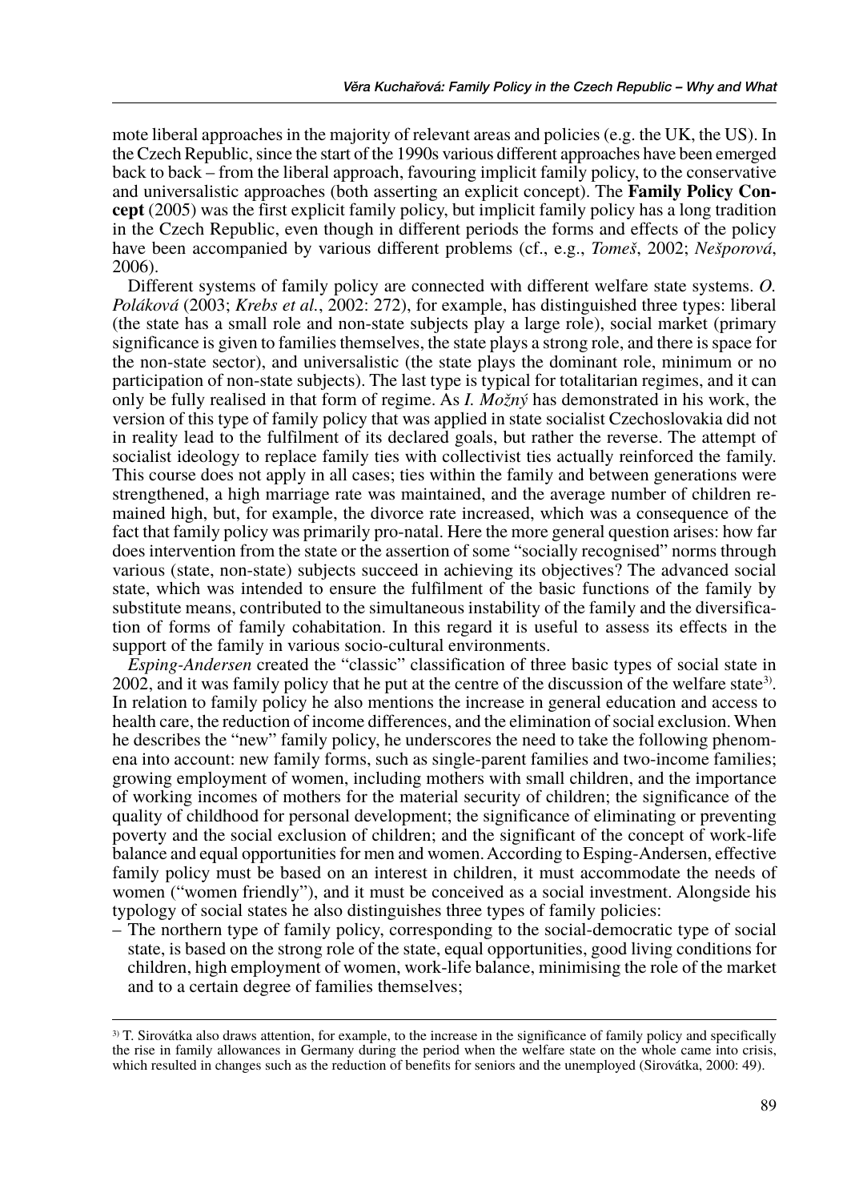mote liberal approaches in the majority of relevant areas and policies (e.g. the UK, the US). In the Czech Republic, since the start of the 1990s various different approaches have been emerged back to back – from the liberal approach, favouring implicit family policy, to the conservative and universalistic approaches (both asserting an explicit concept). The **Family Policy Concept** (2005) was the first explicit family policy, but implicit family policy has a long tradition in the Czech Republic, even though in different periods the forms and effects of the policy have been accompanied by various different problems (cf., e.g., *Tomeš*, 2002; *Nešporová*, 2006).

Different systems of family policy are connected with different welfare state systems. *O. Poláková* (2003; *Krebs et al.*, 2002: 272), for example, has distinguished three types: liberal (the state has a small role and non-state subjects play a large role), social market (primary significance is given to families themselves, the state plays a strong role, and there is space for the non-state sector), and universalistic (the state plays the dominant role, minimum or no participation of non-state subjects). The last type is typical for totalitarian regimes, and it can only be fully realised in that form of regime. As *I. Možný* has demonstrated in his work, the version of this type of family policy that was applied in state socialist Czechoslovakia did not in reality lead to the fulfilment of its declared goals, but rather the reverse. The attempt of socialist ideology to replace family ties with collectivist ties actually reinforced the family. This course does not apply in all cases; ties within the family and between generations were strengthened, a high marriage rate was maintained, and the average number of children remained high, but, for example, the divorce rate increased, which was a consequence of the fact that family policy was primarily pro-natal. Here the more general question arises: how far does intervention from the state or the assertion of some "socially recognised" norms through various (state, non-state) subjects succeed in achieving its objectives? The advanced social state, which was intended to ensure the fulfilment of the basic functions of the family by substitute means, contributed to the simultaneous instability of the family and the diversification of forms of family cohabitation. In this regard it is useful to assess its effects in the support of the family in various socio-cultural environments.

*Esping-Andersen* created the "classic" classification of three basic types of social state in 2002, and it was family policy that he put at the centre of the discussion of the welfare state[3]. In relation to family policy he also mentions the increase in general education and access to health care, the reduction of income differences, and the elimination of social exclusion. When he describes the "new" family policy, he underscores the need to take the following phenomena into account: new family forms, such as single-parent families and two-income families; growing employment of women, including mothers with small children, and the importance of working incomes of mothers for the material security of children; the significance of the quality of childhood for personal development; the significance of eliminating or preventing poverty and the social exclusion of children; and the significant of the concept of work-life balance and equal opportunities for men and women. According to Esping-Andersen, effective family policy must be based on an interest in children, it must accommodate the needs of women ("women friendly"), and it must be conceived as a social investment. Alongside his typology of social states he also distinguishes three types of family policies:

– The northern type of family policy, corresponding to the social-democratic type of social state, is based on the strong role of the state, equal opportunities, good living conditions for children, high employment of women, work-life balance, minimising the role of the market and to a certain degree of families themselves;

[3] T. Sirovátka also draws attention, for example, to the increase in the significance of family policy and specifically the rise in family allowances in Germany during the period when the welfare state on the whole came into crisis, which resulted in changes such as the reduction of benefits for seniors and the unemployed (Sirovátka, 2000: 49).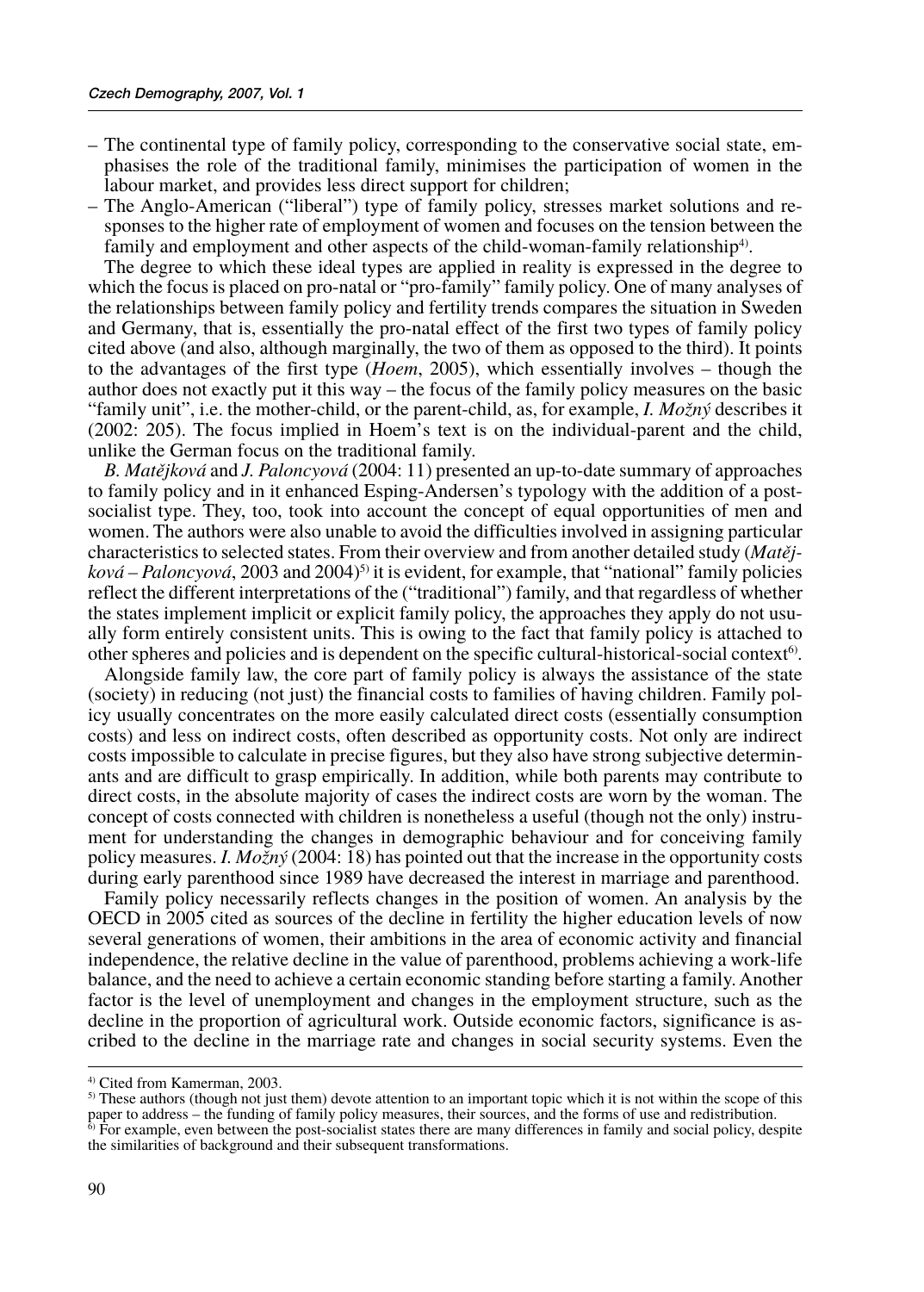- The continental type of family policy, corresponding to the conservative social state, emphasises the role of the traditional family, minimises the participation of women in the labour market, and provides less direct support for children;
- The Anglo-American ("liberal") type of family policy, stresses market solutions and responses to the higher rate of employment of women and focuses on the tension between the family and employment and other aspects of the child-woman-family relationship[4].

The degree to which these ideal types are applied in reality is expressed in the degree to which the focus is placed on pro-natal or "pro-family" family policy. One of many analyses of the relationships between family policy and fertility trends compares the situation in Sweden and Germany, that is, essentially the pro-natal effect of the first two types of family policy cited above (and also, although marginally, the two of them as opposed to the third). It points to the advantages of the first type (*Hoem*, 2005), which essentially involves – though the author does not exactly put it this way – the focus of the family policy measures on the basic "family unit", i.e. the mother-child, or the parent-child, as, for example, *I. Možný* describes it (2002: 205). The focus implied in Hoem's text is on the individual-parent and the child, unlike the German focus on the traditional family.

*B. Matějková* and *J. Paloncyová* (2004: 11) presented an up-to-date summary of approaches to family policy and in it enhanced Esping-Andersen's typology with the addition of a post-socialist type. They, too, took into account the concept of equal opportunities of men and women. The authors were also unable to avoid the difficulties involved in assigning particular characteristics to selected states. From their overview and from another detailed study (*Matějková – Paloncyová*, 2003 and 2004)[5] it is evident, for example, that "national" family policies reflect the different interpretations of the ("traditional") family, and that regardless of whether the states implement implicit or explicit family policy, the approaches they apply do not usually form entirely consistent units. This is owing to the fact that family policy is attached to other spheres and policies and is dependent on the specific cultural-historical-social context[6].

Alongside family law, the core part of family policy is always the assistance of the state (society) in reducing (not just) the financial costs to families of having children. Family policy usually concentrates on the more easily calculated direct costs (essentially consumption costs) and less on indirect costs, often described as opportunity costs. Not only are indirect costs impossible to calculate in precise figures, but they also have strong subjective determinants and are difficult to grasp empirically. In addition, while both parents may contribute to direct costs, in the absolute majority of cases the indirect costs are worn by the woman. The concept of costs connected with children is nonetheless a useful (though not the only) instrument for understanding the changes in demographic behaviour and for conceiving family policy measures. *I. Možný* (2004: 18) has pointed out that the increase in the opportunity costs during early parenthood since 1989 have decreased the interest in marriage and parenthood.

Family policy necessarily reflects changes in the position of women. An analysis by the OECD in 2005 cited as sources of the decline in fertility the higher education levels of now several generations of women, their ambitions in the area of economic activity and financial independence, the relative decline in the value of parenthood, problems achieving a work-life balance, and the need to achieve a certain economic standing before starting a family. Another factor is the level of unemployment and changes in the employment structure, such as the decline in the proportion of agricultural work. Outside economic factors, significance is ascribed to the decline in the marriage rate and changes in social security systems. Even the

---

[4] Cited from Kamerman, 2003.

[5] These authors (though not just them) devote attention to an important topic which it is not within the scope of this paper to address – the funding of family policy measures, their sources, and the forms of use and redistribution.

[6] For example, even between the post-socialist states there are many differences in family and social policy, despite the similarities of background and their subsequent transformations.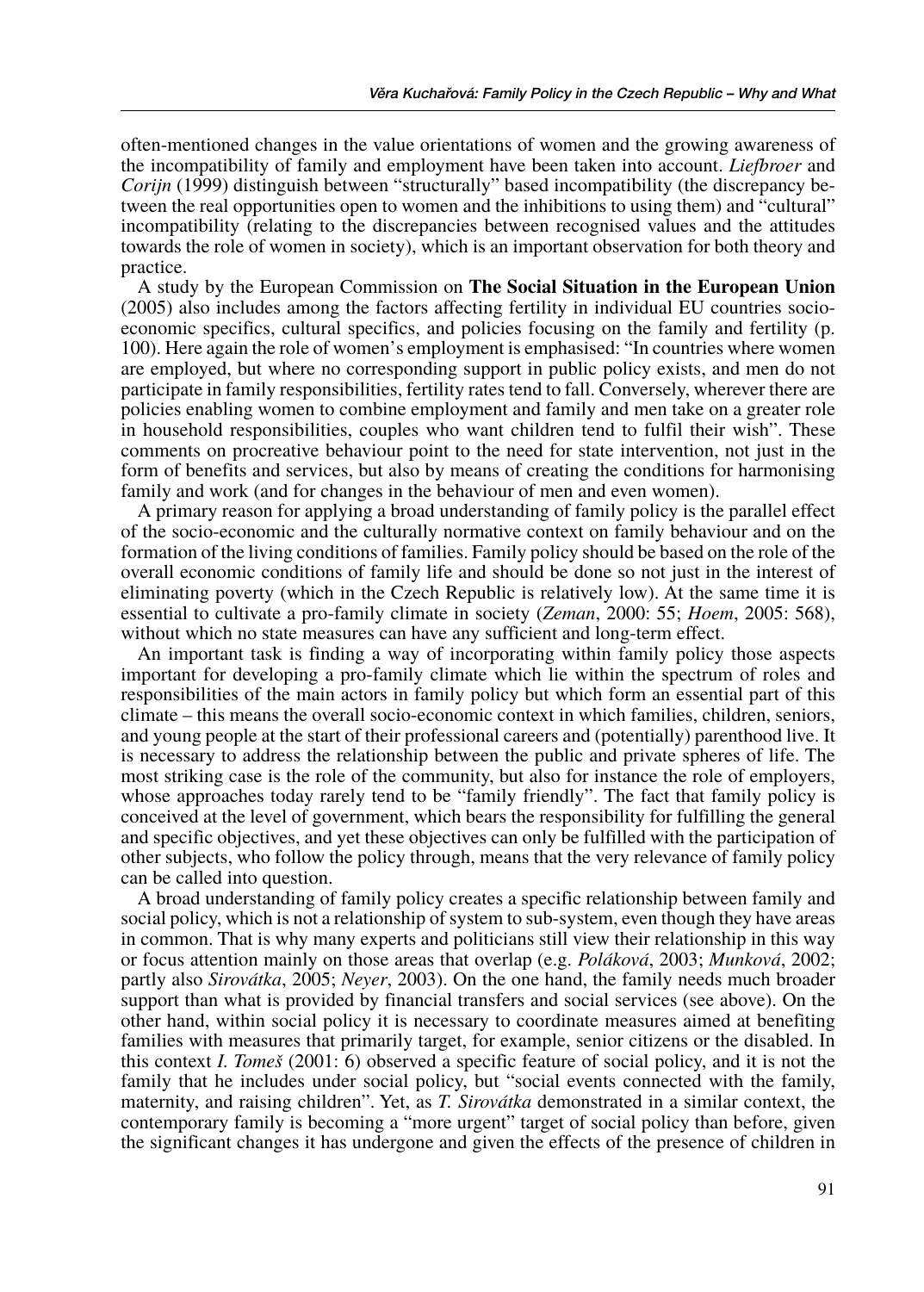often-mentioned changes in the value orientations of women and the growing awareness of the incompatibility of family and employment have been taken into account. *Liefbroer* and *Corijn* (1999) distinguish between "structurally" based incompatibility (the discrepancy between the real opportunities open to women and the inhibitions to using them) and "cultural" incompatibility (relating to the discrepancies between recognised values and the attitudes towards the role of women in society), which is an important observation for both theory and practice.

A study by the European Commission on **The Social Situation in the European Union** (2005) also includes among the factors affecting fertility in individual EU countries socio-economic specifics, cultural specifics, and policies focusing on the family and fertility (p. 100). Here again the role of women's employment is emphasised: "In countries where women are employed, but where no corresponding support in public policy exists, and men do not participate in family responsibilities, fertility rates tend to fall. Conversely, wherever there are policies enabling women to combine employment and family and men take on a greater role in household responsibilities, couples who want children tend to fulfil their wish". These comments on procreative behaviour point to the need for state intervention, not just in the form of benefits and services, but also by means of creating the conditions for harmonising family and work (and for changes in the behaviour of men and even women).

A primary reason for applying a broad understanding of family policy is the parallel effect of the socio-economic and the culturally normative context on family behaviour and on the formation of the living conditions of families. Family policy should be based on the role of the overall economic conditions of family life and should be done so not just in the interest of eliminating poverty (which in the Czech Republic is relatively low). At the same time it is essential to cultivate a pro-family climate in society (*Zeman*, 2000: 55; *Hoem*, 2005: 568), without which no state measures can have any sufficient and long-term effect.

An important task is finding a way of incorporating within family policy those aspects important for developing a pro-family climate which lie within the spectrum of roles and responsibilities of the main actors in family policy but which form an essential part of this climate – this means the overall socio-economic context in which families, children, seniors, and young people at the start of their professional careers and (potentially) parenthood live. It is necessary to address the relationship between the public and private spheres of life. The most striking case is the role of the community, but also for instance the role of employers, whose approaches today rarely tend to be "family friendly". The fact that family policy is conceived at the level of government, which bears the responsibility for fulfilling the general and specific objectives, and yet these objectives can only be fulfilled with the participation of other subjects, who follow the policy through, means that the very relevance of family policy can be called into question.

A broad understanding of family policy creates a specific relationship between family and social policy, which is not a relationship of system to sub-system, even though they have areas in common. That is why many experts and politicians still view their relationship in this way or focus attention mainly on those areas that overlap (e.g. *Poláková*, 2003; *Munková*, 2002; partly also *Sirovátka*, 2005; *Neyer*, 2003). On the one hand, the family needs much broader support than what is provided by financial transfers and social services (see above). On the other hand, within social policy it is necessary to coordinate measures aimed at benefiting families with measures that primarily target, for example, senior citizens or the disabled. In this context *I. Tomeš* (2001: 6) observed a specific feature of social policy, and it is not the family that he includes under social policy, but "social events connected with the family, maternity, and raising children". Yet, as *T. Sirovátka* demonstrated in a similar context, the contemporary family is becoming a "more urgent" target of social policy than before, given the significant changes it has undergone and given the effects of the presence of children in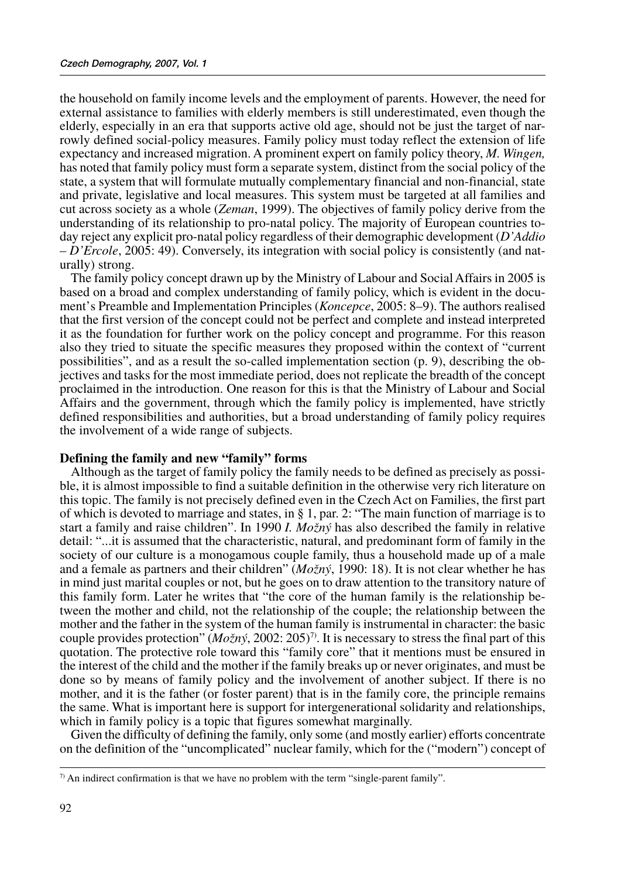the household on family income levels and the employment of parents. However, the need for external assistance to families with elderly members is still underestimated, even though the elderly, especially in an era that supports active old age, should not be just the target of narrowly defined social-policy measures. Family policy must today reflect the extension of life expectancy and increased migration. A prominent expert on family policy theory, *M. Wingen,* has noted that family policy must form a separate system, distinct from the social policy of the state, a system that will formulate mutually complementary financial and non-financial, state and private, legislative and local measures. This system must be targeted at all families and cut across society as a whole (*Zeman*, 1999). The objectives of family policy derive from the understanding of its relationship to pro-natal policy. The majority of European countries today reject any explicit pro-natal policy regardless of their demographic development (*D'Addio – D'Ercole*, 2005: 49). Conversely, its integration with social policy is consistently (and naturally) strong.

The family policy concept drawn up by the Ministry of Labour and Social Affairs in 2005 is based on a broad and complex understanding of family policy, which is evident in the document's Preamble and Implementation Principles (*Koncepce*, 2005: 8–9). The authors realised that the first version of the concept could not be perfect and complete and instead interpreted it as the foundation for further work on the policy concept and programme. For this reason also they tried to situate the specific measures they proposed within the context of "current possibilities", and as a result the so-called implementation section (p. 9), describing the objectives and tasks for the most immediate period, does not replicate the breadth of the concept proclaimed in the introduction. One reason for this is that the Ministry of Labour and Social Affairs and the government, through which the family policy is implemented, have strictly defined responsibilities and authorities, but a broad understanding of family policy requires the involvement of a wide range of subjects.

**Defining the family and new "family" forms**

Although as the target of family policy the family needs to be defined as precisely as possible, it is almost impossible to find a suitable definition in the otherwise very rich literature on this topic. The family is not precisely defined even in the Czech Act on Families, the first part of which is devoted to marriage and states, in § 1, par. 2: "The main function of marriage is to start a family and raise children". In 1990 *I. Možný* has also described the family in relative detail: "...it is assumed that the characteristic, natural, and predominant form of family in the society of our culture is a monogamous couple family, thus a household made up of a male and a female as partners and their children" (*Možný*, 1990: 18). It is not clear whether he has in mind just marital couples or not, but he goes on to draw attention to the transitory nature of this family form. Later he writes that "the core of the human family is the relationship between the mother and child, not the relationship of the couple; the relationship between the mother and the father in the system of the human family is instrumental in character: the basic couple provides protection" (*Možný*, 2002: 205)[7]. It is necessary to stress the final part of this quotation. The protective role toward this "family core" that it mentions must be ensured in the interest of the child and the mother if the family breaks up or never originates, and must be done so by means of family policy and the involvement of another subject. If there is no mother, and it is the father (or foster parent) that is in the family core, the principle remains the same. What is important here is support for intergenerational solidarity and relationships, which in family policy is a topic that figures somewhat marginally.

Given the difficulty of defining the family, only some (and mostly earlier) efforts concentrate on the definition of the "uncomplicated" nuclear family, which for the ("modern") concept of

[7] An indirect confirmation is that we have no problem with the term "single-parent family".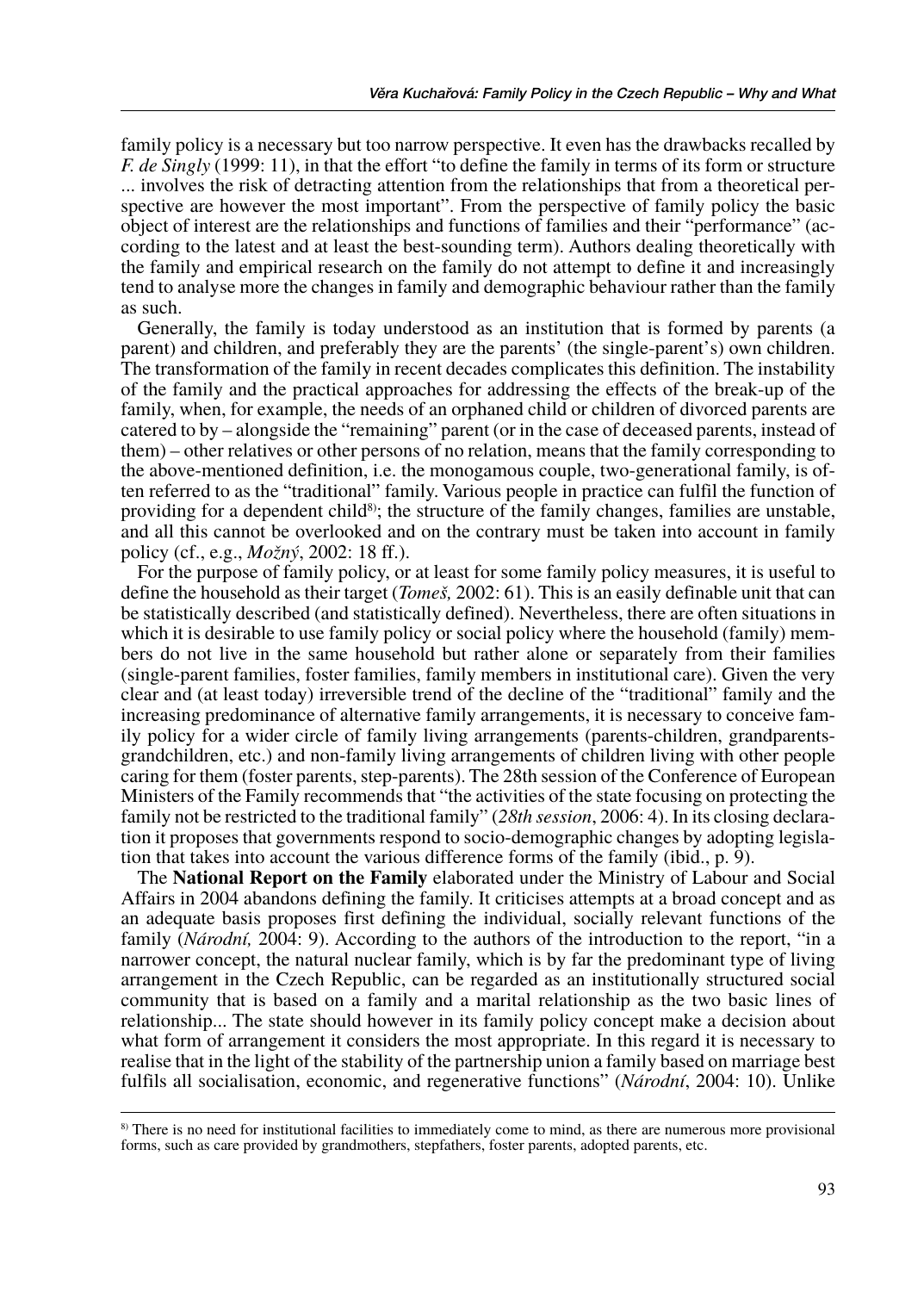family policy is a necessary but too narrow perspective. It even has the drawbacks recalled by *F. de Singly* (1999: 11), in that the effort "to define the family in terms of its form or structure ... involves the risk of detracting attention from the relationships that from a theoretical perspective are however the most important". From the perspective of family policy the basic object of interest are the relationships and functions of families and their "performance" (according to the latest and at least the best-sounding term). Authors dealing theoretically with the family and empirical research on the family do not attempt to define it and increasingly tend to analyse more the changes in family and demographic behaviour rather than the family as such.

Generally, the family is today understood as an institution that is formed by parents (a parent) and children, and preferably they are the parents' (the single-parent's) own children. The transformation of the family in recent decades complicates this definition. The instability of the family and the practical approaches for addressing the effects of the break-up of the family, when, for example, the needs of an orphaned child or children of divorced parents are catered to by – alongside the "remaining" parent (or in the case of deceased parents, instead of them) – other relatives or other persons of no relation, means that the family corresponding to the above-mentioned definition, i.e. the monogamous couple, two-generational family, is often referred to as the "traditional" family. Various people in practice can fulfil the function of providing for a dependent child[8]; the structure of the family changes, families are unstable, and all this cannot be overlooked and on the contrary must be taken into account in family policy (cf., e.g., *Možný*, 2002: 18 ff.).

For the purpose of family policy, or at least for some family policy measures, it is useful to define the household as their target (*Tomeš,* 2002: 61). This is an easily definable unit that can be statistically described (and statistically defined). Nevertheless, there are often situations in which it is desirable to use family policy or social policy where the household (family) members do not live in the same household but rather alone or separately from their families (single-parent families, foster families, family members in institutional care). Given the very clear and (at least today) irreversible trend of the decline of the "traditional" family and the increasing predominance of alternative family arrangements, it is necessary to conceive family policy for a wider circle of family living arrangements (parents-children, grandparents-grandchildren, etc.) and non-family living arrangements of children living with other people caring for them (foster parents, step-parents). The 28th session of the Conference of European Ministers of the Family recommends that "the activities of the state focusing on protecting the family not be restricted to the traditional family" (*28th session*, 2006: 4). In its closing declaration it proposes that governments respond to socio-demographic changes by adopting legislation that takes into account the various difference forms of the family (ibid., p. 9).

The **National Report on the Family** elaborated under the Ministry of Labour and Social Affairs in 2004 abandons defining the family. It criticises attempts at a broad concept and as an adequate basis proposes first defining the individual, socially relevant functions of the family (*Národní,* 2004: 9). According to the authors of the introduction to the report, "in a narrower concept, the natural nuclear family, which is by far the predominant type of living arrangement in the Czech Republic, can be regarded as an institutionally structured social community that is based on a family and a marital relationship as the two basic lines of relationship... The state should however in its family policy concept make a decision about what form of arrangement it considers the most appropriate. In this regard it is necessary to realise that in the light of the stability of the partnership union a family based on marriage best fulfils all socialisation, economic, and regenerative functions" (*Národní*, 2004: 10). Unlike

[8] There is no need for institutional facilities to immediately come to mind, as there are numerous more provisional forms, such as care provided by grandmothers, stepfathers, foster parents, adopted parents, etc.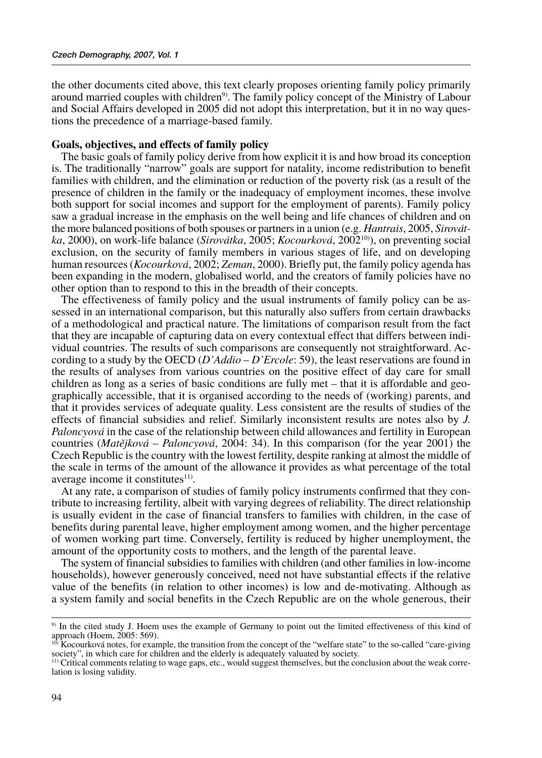the other documents cited above, this text clearly proposes orienting family policy primarily around married couples with children[9]. The family policy concept of the Ministry of Labour and Social Affairs developed in 2005 did not adopt this interpretation, but it in no way questions the precedence of a marriage-based family.

**Goals, objectives, and effects of family policy**

The basic goals of family policy derive from how explicit it is and how broad its conception is. The traditionally "narrow" goals are support for natality, income redistribution to benefit families with children, and the elimination or reduction of the poverty risk (as a result of the presence of children in the family or the inadequacy of employment incomes, these involve both support for social incomes and support for the employment of parents). Family policy saw a gradual increase in the emphasis on the well being and life chances of children and on the more balanced positions of both spouses or partners in a union (e.g. *Hantrais*, 2005, *Sirovátka*, 2000), on work-life balance (*Sirovátka*, 2005; *Kocourková*, 2002[10]), on preventing social exclusion, on the security of family members in various stages of life, and on developing human resources (*Kocourková*, 2002; *Zeman*, 2000). Briefly put, the family policy agenda has been expanding in the modern, globalised world, and the creators of family policies have no other option than to respond to this in the breadth of their concepts.

The effectiveness of family policy and the usual instruments of family policy can be assessed in an international comparison, but this naturally also suffers from certain drawbacks of a methodological and practical nature. The limitations of comparison result from the fact that they are incapable of capturing data on every contextual effect that differs between individual countries. The results of such comparisons are consequently not straightforward. According to a study by the OECD (*D'Addio – D'Ercole*: 59), the least reservations are found in the results of analyses from various countries on the positive effect of day care for small children as long as a series of basic conditions are fully met – that it is affordable and geographically accessible, that it is organised according to the needs of (working) parents, and that it provides services of adequate quality. Less consistent are the results of studies of the effects of financial subsidies and relief. Similarly inconsistent results are notes also by *J. Paloncyová* in the case of the relationship between child allowances and fertility in European countries (*Matějková – Paloncyová*, 2004: 34). In this comparison (for the year 2001) the Czech Republic is the country with the lowest fertility, despite ranking at almost the middle of the scale in terms of the amount of the allowance it provides as what percentage of the total average income it constitutes[11].

At any rate, a comparison of studies of family policy instruments confirmed that they contribute to increasing fertility, albeit with varying degrees of reliability. The direct relationship is usually evident in the case of financial transfers to families with children, in the case of benefits during parental leave, higher employment among women, and the higher percentage of women working part time. Conversely, fertility is reduced by higher unemployment, the amount of the opportunity costs to mothers, and the length of the parental leave.

The system of financial subsidies to families with children (and other families in low-income households), however generously conceived, need not have substantial effects if the relative value of the benefits (in relation to other incomes) is low and de-motivating. Although as a system family and social benefits in the Czech Republic are on the whole generous, their

---

[9] In the cited study J. Hoem uses the example of Germany to point out the limited effectiveness of this kind of approach (Hoem, 2005: 569).

[10] Kocourková notes, for example, the transition from the concept of the "welfare state" to the so-called "care-giving society", in which care for children and the elderly is adequately valuated by society.

[11] Critical comments relating to wage gaps, etc., would suggest themselves, but the conclusion about the weak correlation is losing validity.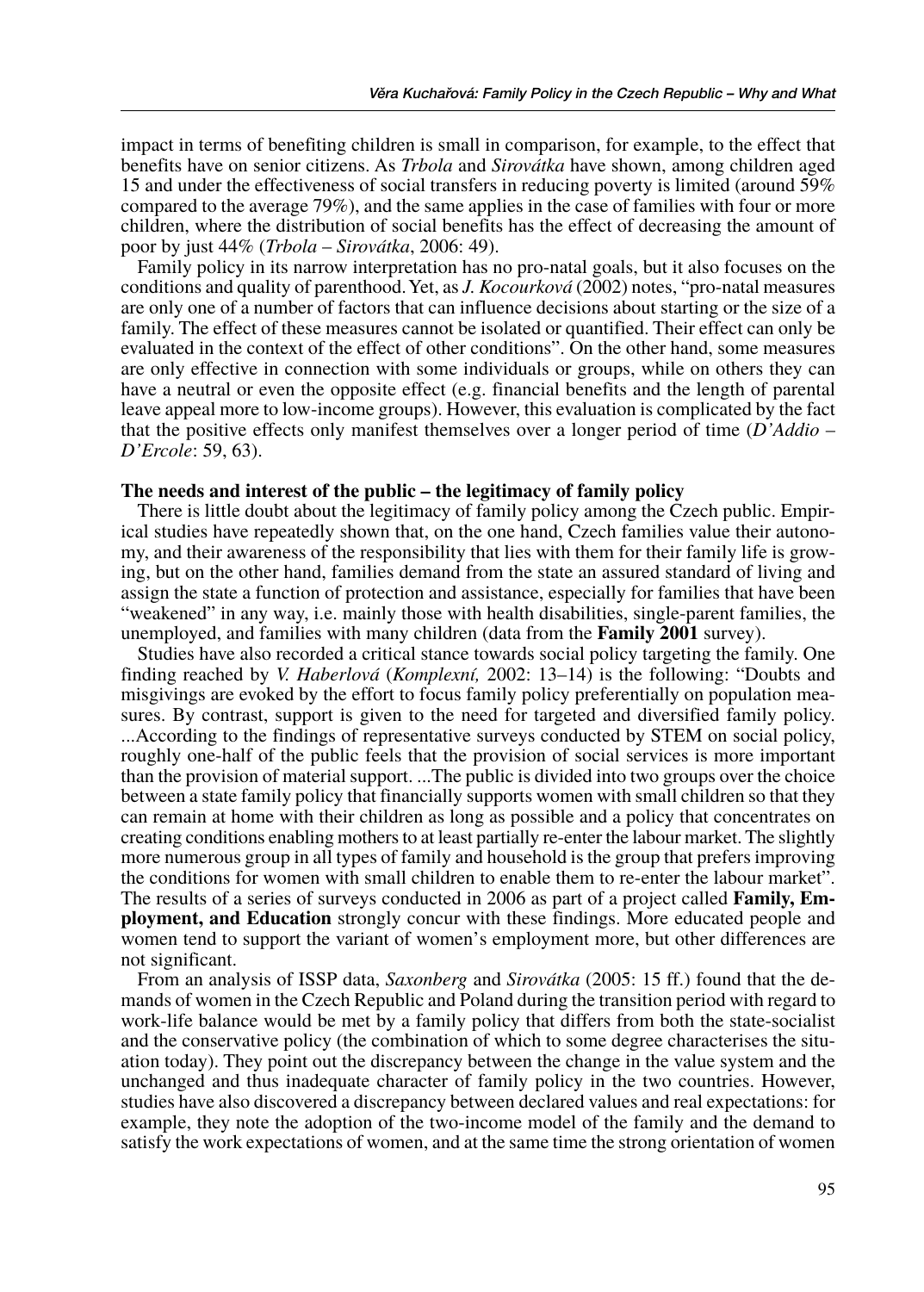impact in terms of benefiting children is small in comparison, for example, to the effect that benefits have on senior citizens. As *Trbola* and *Sirovátka* have shown, among children aged 15 and under the effectiveness of social transfers in reducing poverty is limited (around 59% compared to the average 79%), and the same applies in the case of families with four or more children, where the distribution of social benefits has the effect of decreasing the amount of poor by just 44% (*Trbola – Sirovátka*, 2006: 49).

Family policy in its narrow interpretation has no pro-natal goals, but it also focuses on the conditions and quality of parenthood. Yet, as *J. Kocourková* (2002) notes, "pro-natal measures are only one of a number of factors that can influence decisions about starting or the size of a family. The effect of these measures cannot be isolated or quantified. Their effect can only be evaluated in the context of the effect of other conditions". On the other hand, some measures are only effective in connection with some individuals or groups, while on others they can have a neutral or even the opposite effect (e.g. financial benefits and the length of parental leave appeal more to low-income groups). However, this evaluation is complicated by the fact that the positive effects only manifest themselves over a longer period of time (*D'Addio – D'Ercole*: 59, 63).

**The needs and interest of the public – the legitimacy of family policy**

There is little doubt about the legitimacy of family policy among the Czech public. Empirical studies have repeatedly shown that, on the one hand, Czech families value their autonomy, and their awareness of the responsibility that lies with them for their family life is growing, but on the other hand, families demand from the state an assured standard of living and assign the state a function of protection and assistance, especially for families that have been "weakened" in any way, i.e. mainly those with health disabilities, single-parent families, the unemployed, and families with many children (data from the **Family 2001** survey).

Studies have also recorded a critical stance towards social policy targeting the family. One finding reached by *V. Haberlová* (*Komplexní,* 2002: 13–14) is the following: "Doubts and misgivings are evoked by the effort to focus family policy preferentially on population measures. By contrast, support is given to the need for targeted and diversified family policy. ...According to the findings of representative surveys conducted by STEM on social policy, roughly one-half of the public feels that the provision of social services is more important than the provision of material support. ...The public is divided into two groups over the choice between a state family policy that financially supports women with small children so that they can remain at home with their children as long as possible and a policy that concentrates on creating conditions enabling mothers to at least partially re-enter the labour market. The slightly more numerous group in all types of family and household is the group that prefers improving the conditions for women with small children to enable them to re-enter the labour market". The results of a series of surveys conducted in 2006 as part of a project called **Family, Employment, and Education** strongly concur with these findings. More educated people and women tend to support the variant of women's employment more, but other differences are not significant.

From an analysis of ISSP data, *Saxonberg* and *Sirovátka* (2005: 15 ff.) found that the demands of women in the Czech Republic and Poland during the transition period with regard to work-life balance would be met by a family policy that differs from both the state-socialist and the conservative policy (the combination of which to some degree characterises the situation today). They point out the discrepancy between the change in the value system and the unchanged and thus inadequate character of family policy in the two countries. However, studies have also discovered a discrepancy between declared values and real expectations: for example, they note the adoption of the two-income model of the family and the demand to satisfy the work expectations of women, and at the same time the strong orientation of women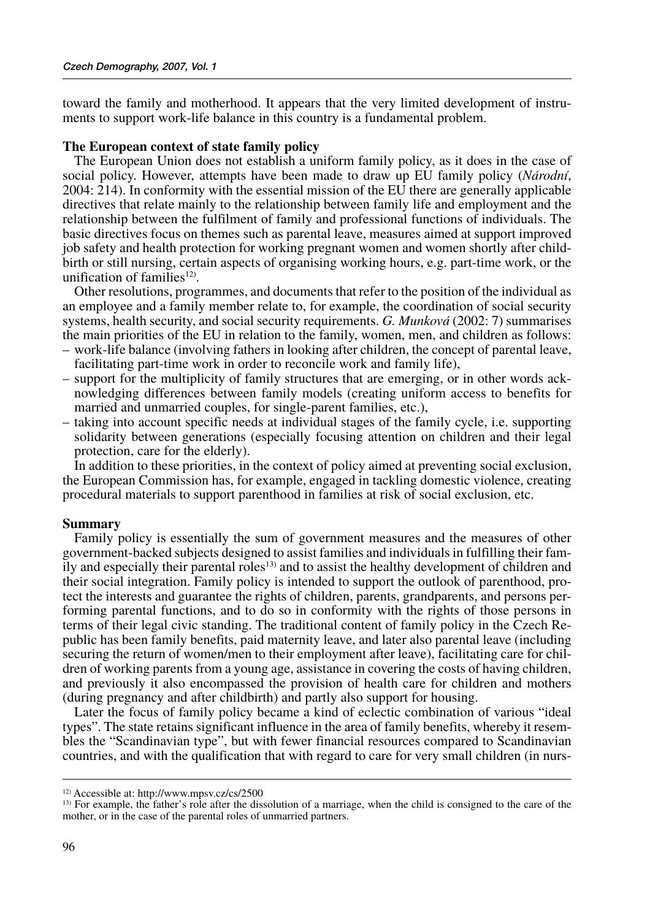toward the family and motherhood. It appears that the very limited development of instruments to support work-life balance in this country is a fundamental problem.

### The European context of state family policy

The European Union does not establish a uniform family policy, as it does in the case of social policy. However, attempts have been made to draw up EU family policy (*Národní*, 2004: 214). In conformity with the essential mission of the EU there are generally applicable directives that relate mainly to the relationship between family life and employment and the relationship between the fulfilment of family and professional functions of individuals. The basic directives focus on themes such as parental leave, measures aimed at support improved job safety and health protection for working pregnant women and women shortly after childbirth or still nursing, certain aspects of organising working hours, e.g. part-time work, or the unification of families[12].

Other resolutions, programmes, and documents that refer to the position of the individual as an employee and a family member relate to, for example, the coordination of social security systems, health security, and social security requirements. *G. Munková* (2002: 7) summarises the main priorities of the EU in relation to the family, women, men, and children as follows:

– work-life balance (involving fathers in looking after children, the concept of parental leave, facilitating part-time work in order to reconcile work and family life),
– support for the multiplicity of family structures that are emerging, or in other words acknowledging differences between family models (creating uniform access to benefits for married and unmarried couples, for single-parent families, etc.),
– taking into account specific needs at individual stages of the family cycle, i.e. supporting solidarity between generations (especially focusing attention on children and their legal protection, care for the elderly).

In addition to these priorities, in the context of policy aimed at preventing social exclusion, the European Commission has, for example, engaged in tackling domestic violence, creating procedural materials to support parenthood in families at risk of social exclusion, etc.

### Summary

Family policy is essentially the sum of government measures and the measures of other government-backed subjects designed to assist families and individuals in fulfilling their family and especially their parental roles[13] and to assist the healthy development of children and their social integration. Family policy is intended to support the outlook of parenthood, protect the interests and guarantee the rights of children, parents, grandparents, and persons performing parental functions, and to do so in conformity with the rights of those persons in terms of their legal civic standing. The traditional content of family policy in the Czech Republic has been family benefits, paid maternity leave, and later also parental leave (including securing the return of women/men to their employment after leave), facilitating care for children of working parents from a young age, assistance in covering the costs of having children, and previously it also encompassed the provision of health care for children and mothers (during pregnancy and after childbirth) and partly also support for housing.

Later the focus of family policy became a kind of eclectic combination of various "ideal types". The state retains significant influence in the area of family benefits, whereby it resembles the "Scandinavian type", but with fewer financial resources compared to Scandinavian countries, and with the qualification that with regard to care for very small children (in nurs-

---

[12] Accessible at: http://www.mpsv.cz/cs/2500

[13] For example, the father's role after the dissolution of a marriage, when the child is consigned to the care of the mother, or in the case of the parental roles of unmarried partners.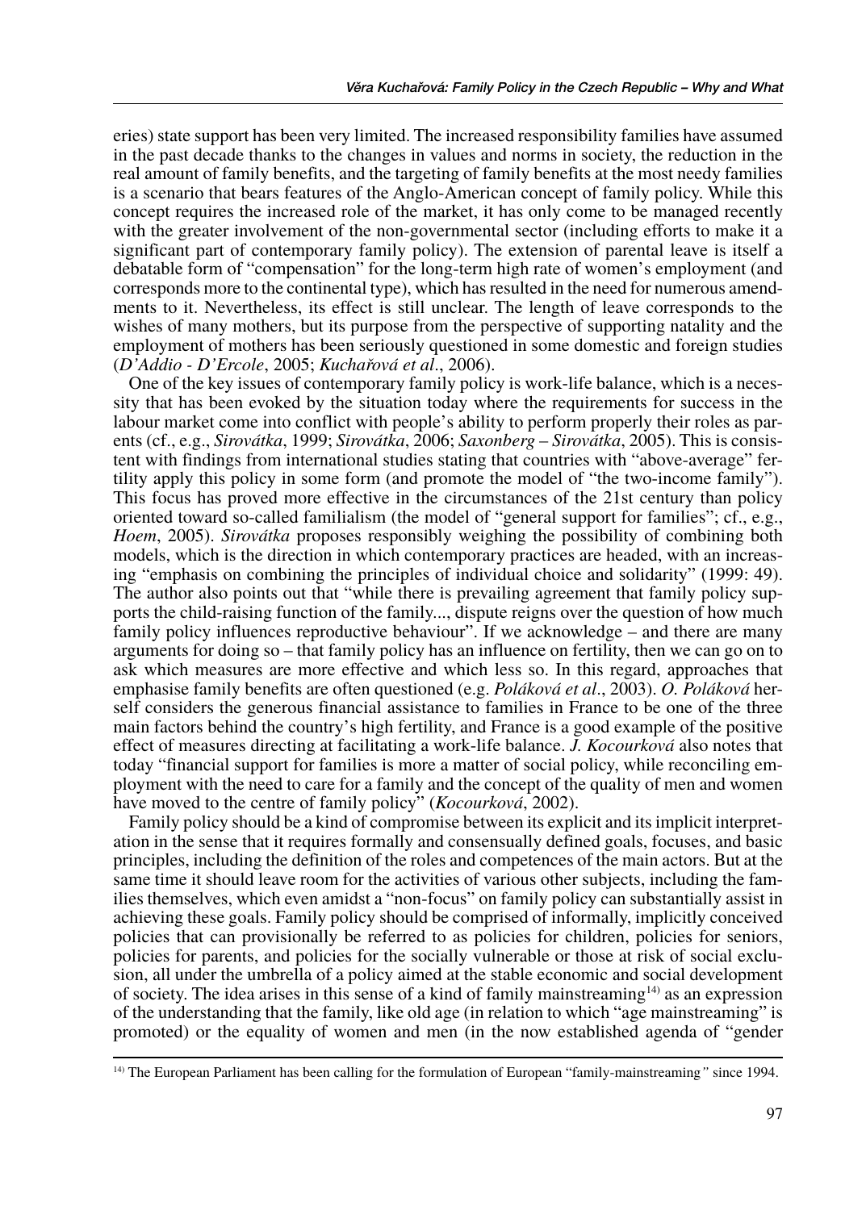eries) state support has been very limited. The increased responsibility families have assumed in the past decade thanks to the changes in values and norms in society, the reduction in the real amount of family benefits, and the targeting of family benefits at the most needy families is a scenario that bears features of the Anglo-American concept of family policy. While this concept requires the increased role of the market, it has only come to be managed recently with the greater involvement of the non-governmental sector (including efforts to make it a significant part of contemporary family policy). The extension of parental leave is itself a debatable form of "compensation" for the long-term high rate of women's employment (and corresponds more to the continental type), which has resulted in the need for numerous amendments to it. Nevertheless, its effect is still unclear. The length of leave corresponds to the wishes of many mothers, but its purpose from the perspective of supporting natality and the employment of mothers has been seriously questioned in some domestic and foreign studies (*D'Addio - D'Ercole*, 2005; *Kuchařová et al*., 2006).

One of the key issues of contemporary family policy is work-life balance, which is a necessity that has been evoked by the situation today where the requirements for success in the labour market come into conflict with people's ability to perform properly their roles as parents (cf., e.g., *Sirovátka*, 1999; *Sirovátka*, 2006; *Saxonberg – Sirovátka*, 2005). This is consistent with findings from international studies stating that countries with "above-average" fertility apply this policy in some form (and promote the model of "the two-income family"). This focus has proved more effective in the circumstances of the 21st century than policy oriented toward so-called familialism (the model of "general support for families"; cf., e.g., *Hoem*, 2005). *Sirovátka* proposes responsibly weighing the possibility of combining both models, which is the direction in which contemporary practices are headed, with an increasing "emphasis on combining the principles of individual choice and solidarity" (1999: 49). The author also points out that "while there is prevailing agreement that family policy supports the child-raising function of the family..., dispute reigns over the question of how much family policy influences reproductive behaviour". If we acknowledge – and there are many arguments for doing so – that family policy has an influence on fertility, then we can go on to ask which measures are more effective and which less so. In this regard, approaches that emphasise family benefits are often questioned (e.g. *Poláková et al*., 2003). *O. Poláková* herself considers the generous financial assistance to families in France to be one of the three main factors behind the country's high fertility, and France is a good example of the positive effect of measures directing at facilitating a work-life balance. *J. Kocourková* also notes that today "financial support for families is more a matter of social policy, while reconciling employment with the need to care for a family and the concept of the quality of men and women have moved to the centre of family policy" (*Kocourková*, 2002).

Family policy should be a kind of compromise between its explicit and its implicit interpretation in the sense that it requires formally and consensually defined goals, focuses, and basic principles, including the definition of the roles and competences of the main actors. But at the same time it should leave room for the activities of various other subjects, including the families themselves, which even amidst a "non-focus" on family policy can substantially assist in achieving these goals. Family policy should be comprised of informally, implicitly conceived policies that can provisionally be referred to as policies for children, policies for seniors, policies for parents, and policies for the socially vulnerable or those at risk of social exclusion, all under the umbrella of a policy aimed at the stable economic and social development of society. The idea arises in this sense of a kind of family mainstreaming[14] as an expression of the understanding that the family, like old age (in relation to which "age mainstreaming" is promoted) or the equality of women and men (in the now established agenda of "gender

[14] The European Parliament has been calling for the formulation of European "family-mainstreaming" since 1994.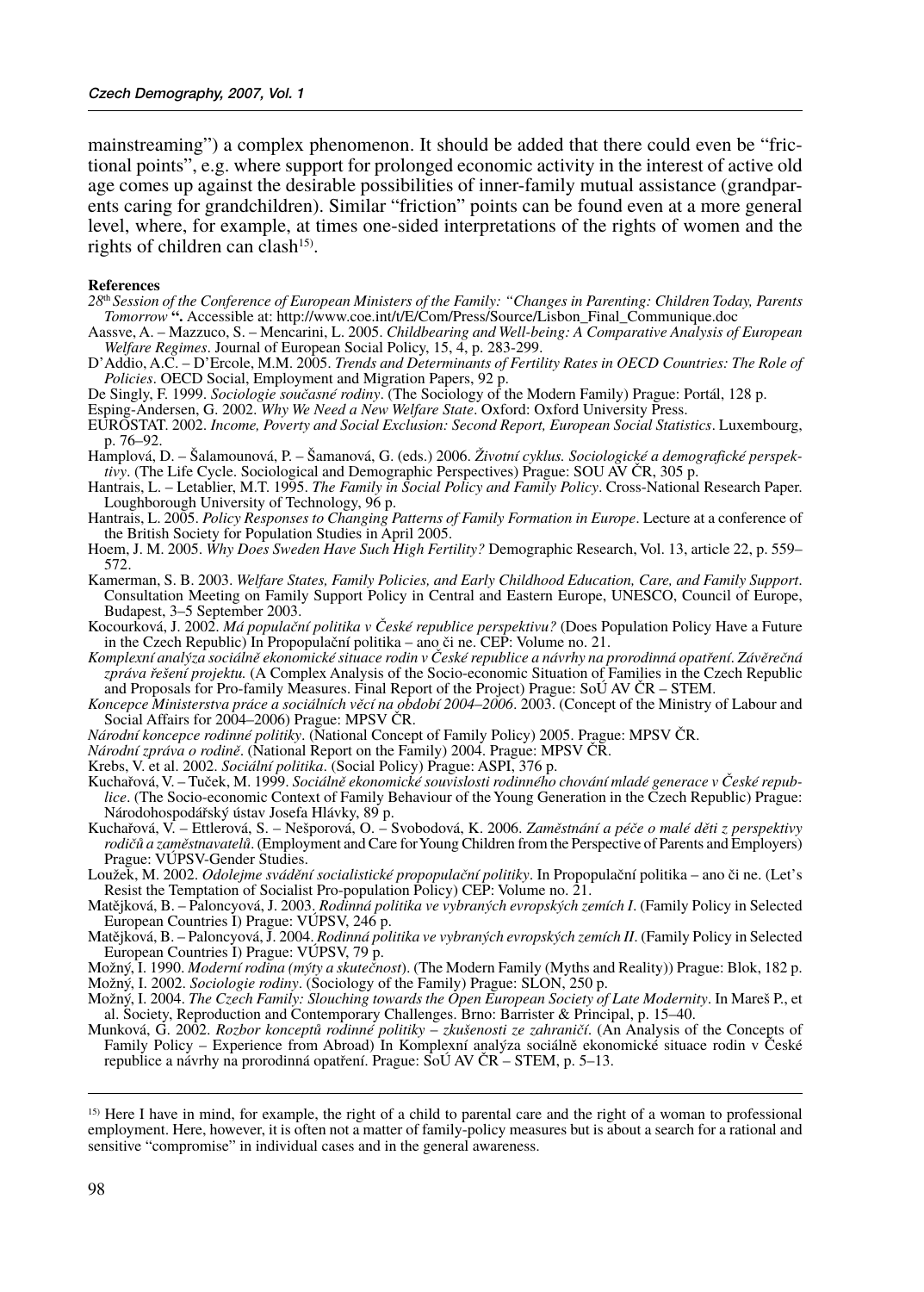mainstreaming") a complex phenomenon. It should be added that there could even be "frictional points", e.g. where support for prolonged economic activity in the interest of active old age comes up against the desirable possibilities of inner-family mutual assistance (grandparents caring for grandchildren). Similar "friction" points can be found even at a more general level, where, for example, at times one-sided interpretations of the rights of women and the rights of children can clash[15].

**References**

*28th Session of the Conference of European Ministers of the Family: "Changes in Parenting: Children Today, Parents Tomorrow* **".** Accessible at: http://www.coe.int/t/E/Com/Press/Source/Lisbon_Final_Communique.doc

Aassve, A. – Mazzuco, S. – Mencarini, L. 2005. *Childbearing and Well-being: A Comparative Analysis of European Welfare Regimes*. Journal of European Social Policy, 15, 4, p. 283-299.

D'Addio, A.C. – D'Ercole, M.M. 2005. *Trends and Determinants of Fertility Rates in OECD Countries: The Role of Policies*. OECD Social, Employment and Migration Papers, 92 p.

De Singly, F. 1999. *Sociologie současné rodiny*. (The Sociology of the Modern Family) Prague: Portál, 128 p.

Esping-Andersen, G. 2002. *Why We Need a New Welfare State*. Oxford: Oxford University Press.

EUROSTAT. 2002. *Income, Poverty and Social Exclusion: Second Report, European Social Statistics*. Luxembourg, p. 76–92.

Hamplová, D. – Šalamounová, P. – Šamanová, G. (eds.) 2006. *Životní cyklus. Sociologické a demografické perspektivy*. (The Life Cycle. Sociological and Demographic Perspectives) Prague: SOU AV ČR, 305 p.

Hantrais, L. – Letablier, M.T. 1995. *The Family in Social Policy and Family Policy*. Cross-National Research Paper. Loughborough University of Technology, 96 p.

Hantrais, L. 2005. *Policy Responses to Changing Patterns of Family Formation in Europe*. Lecture at a conference of the British Society for Population Studies in April 2005.

Hoem, J. M. 2005. *Why Does Sweden Have Such High Fertility?* Demographic Research, Vol. 13, article 22, p. 559–572.

Kamerman, S. B. 2003. *Welfare States, Family Policies, and Early Childhood Education, Care, and Family Support*. Consultation Meeting on Family Support Policy in Central and Eastern Europe, UNESCO, Council of Europe, Budapest, 3–5 September 2003.

Kocourková, J. 2002. *Má populační politika v České republice perspektivu?* (Does Population Policy Have a Future in the Czech Republic) In Propopulační politika – ano či ne. CEP: Volume no. 21.

*Komplexní analýza sociálně ekonomické situace rodin v České republice a návrhy na prorodinná opatření. Závěrečná zpráva řešení projektu.* (A Complex Analysis of the Socio-economic Situation of Families in the Czech Republic and Proposals for Pro-family Measures. Final Report of the Project) Prague: SoÚ AV ČR – STEM.

*Koncepce Ministerstva práce a sociálních věcí na období 2004–2006*. 2003. (Concept of the Ministry of Labour and Social Affairs for 2004–2006) Prague: MPSV ČR.

*Národní koncepce rodinné politiky*. (National Concept of Family Policy) 2005. Prague: MPSV ČR.

*Národní zpráva o rodině*. (National Report on the Family) 2004. Prague: MPSV ČR.

Krebs, V. et al. 2002. *Sociální politika*. (Social Policy) Prague: ASPI, 376 p.

Kuchařová, V. – Tuček, M. 1999. *Sociálně ekonomické souvislosti rodinného chování mladé generace v České republice*. (The Socio-economic Context of Family Behaviour of the Young Generation in the Czech Republic) Prague: Národohospodářský ústav Josefa Hlávky, 89 p.

Kuchařová, V. – Ettlerová, S. – Nešporová, O. – Svobodová, K. 2006. *Zaměstnání a péče o malé děti z perspektivy rodičů a zaměstnavatelů*. (Employment and Care for Young Children from the Perspective of Parents and Employers) Prague: VÚPSV-Gender Studies.

Loužek, M. 2002. *Odolejme svádění socialistické propopulační politiky*. In Propopulační politika – ano či ne. (Let's Resist the Temptation of Socialist Pro-population Policy) CEP: Volume no. 21.

Matějková, B. – Paloncyová, J. 2003. *Rodinná politika ve vybraných evropských zemích I*. (Family Policy in Selected European Countries I) Prague: VÚPSV, 246 p.

Matějková, B. – Paloncyová, J. 2004. *Rodinná politika ve vybraných evropských zemích II*. (Family Policy in Selected European Countries I) Prague: VÚPSV, 79 p.

Možný, I. 1990. *Moderní rodina (mýty a skutečnost)*. (The Modern Family (Myths and Reality)) Prague: Blok, 182 p.

Možný, I. 2002. *Sociologie rodiny*. (Sociology of the Family) Prague: SLON, 250 p.

Možný, I. 2004. *The Czech Family: Slouching towards the Open European Society of Late Modernity*. In Mareš P., et al. Society, Reproduction and Contemporary Challenges. Brno: Barrister & Principal, p. 15–40.

Munková, G. 2002. *Rozbor konceptů rodinné politiky – zkušenosti ze zahraničí*. (An Analysis of the Concepts of Family Policy – Experience from Abroad) In Komplexní analýza sociálně ekonomické situace rodin v České republice a návrhy na prorodinná opatření. Prague: SoÚ AV ČR – STEM, p. 5–13.

---

[15] Here I have in mind, for example, the right of a child to parental care and the right of a woman to professional employment. Here, however, it is often not a matter of family-policy measures but is about a search for a rational and sensitive "compromise" in individual cases and in the general awareness.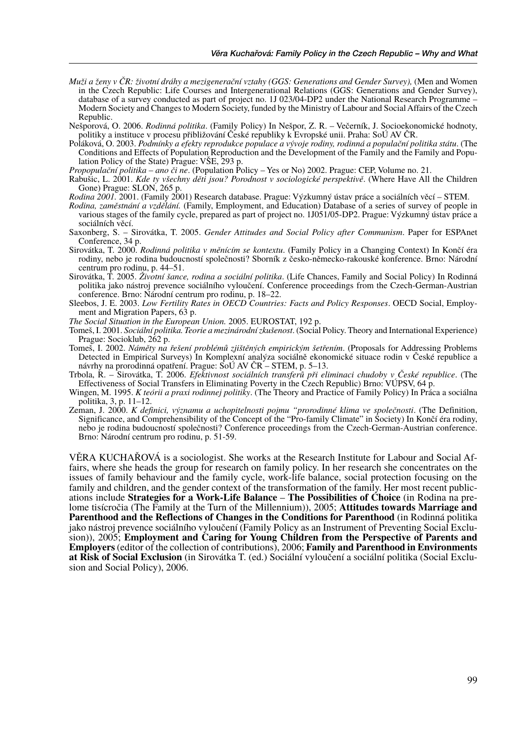*Muži a ženy v ČR: životní dráhy a mezigenerační vztahy (GGS: Generations and Gender Survey),* (Men and Women in the Czech Republic: Life Courses and Intergenerational Relations (GGS: Generations and Gender Survey), database of a survey conducted as part of project no. 1J 023/04-DP2 under the National Research Programme – Modern Society and Changes to Modern Society, funded by the Ministry of Labour and Social Affairs of the Czech Republic.

Nešporová, O. 2006. *Rodinná politika*. (Family Policy) In Nešpor, Z. R. – Večerník, J. Socioekonomické hodnoty, politiky a instituce v procesu přibližování České republiky k Evropské unii. Praha: SoÚ AV ČR.

Poláková, O. 2003. *Podmínky a efekty reprodukce populace a vývoje rodiny, rodinná a populační politika státu*. (The Conditions and Effects of Population Reproduction and the Development of the Family and the Family and Population Policy of the State) Prague: VŠE, 293 p.

*Propopulační politika – ano či ne*. (Population Policy – Yes or No) 2002. Prague: CEP, Volume no. 21.

Rabušic, L. 2001. *Kde ty všechny děti jsou? Porodnost v sociologické perspektivě*. (Where Have All the Children Gone) Prague: SLON, 265 p.

*Rodina 2001*. 2001. (Family 2001) Research database. Prague: Výzkumný ústav práce a sociálních věcí – STEM.

*Rodina, zaměstnání a vzdělání.* (Family, Employment, and Education) Database of a series of survey of people in various stages of the family cycle, prepared as part of project no. 1J051/05-DP2. Prague: Výzkumný ústav práce a sociálních věcí.

Saxonberg, S. – Sirovátka, T. 2005. *Gender Attitudes and Social Policy after Communism*. Paper for ESPAnet Conference, 34 p.

Sirovátka, T. 2000. *Rodinná politika v měnícím se kontextu*. (Family Policy in a Changing Context) In Končí éra rodiny, nebo je rodina budoucností společnosti? Sborník z česko-německo-rakouské konference. Brno: Národní centrum pro rodinu, p. 44–51.

Sirovátka, T. 2005. *Životní šance, rodina a sociální politika*. (Life Chances, Family and Social Policy) In Rodinná politika jako nástroj prevence sociálního vyloučení. Conference proceedings from the Czech-German-Austrian conference. Brno: Národní centrum pro rodinu, p. 18–22.

Sleebos, J. E. 2003. *Low Fertility Rates in OECD Countries: Facts and Policy Responses*. OECD Social, Employment and Migration Papers, 63 p.

*The Social Situation in the European Union.* 2005. EUROSTAT, 192 p.

Tomeš, I. 2001. *Sociální politika. Teorie a mezinárodní zkušenost*. (Social Policy. Theory and International Experience) Prague: Socioklub, 262 p.

Tomeš, I. 2002. *Náměty na řešení problémů zjištěných empirickým šetřením*. (Proposals for Addressing Problems Detected in Empirical Surveys) In Komplexní analýza sociálně ekonomické situace rodin v České republice a návrhy na prorodinná opatření. Prague: SoÚ AV ČR – STEM, p. 5–13.

Trbola, R. – Sirovátka, T. 2006. *Efektivnost sociálních transferů při eliminaci chudoby v České republice*. (The Effectiveness of Social Transfers in Eliminating Poverty in the Czech Republic) Brno: VÚPSV, 64 p.

Wingen, M. 1995. *K teórii a praxi rodinnej politiky*. (The Theory and Practice of Family Policy) In Práca a sociálna politika, 3, p. 11–12.

Zeman, J. 2000. *K definici, významu a uchopitelnosti pojmu "prorodinné klima ve společnosti*. (The Definition, Significance, and Comprehensibility of the Concept of the "Pro-family Climate" in Society) In Končí éra rodiny, nebo je rodina budoucností společnosti? Conference proceedings from the Czech-German-Austrian conference. Brno: Národní centrum pro rodinu, p. 51-59.

VĚRA KUCHAŘOVÁ is a sociologist. She works at the Research Institute for Labour and Social Affairs, where she heads the group for research on family policy. In her research she concentrates on the issues of family behaviour and the family cycle, work-life balance, social protection focusing on the family and children, and the gender context of the transformation of the family. Her most recent publications include **Strategies for a Work-Life Balance** – **The Possibilities of Choice** (in Rodina na prelome tisícročia (The Family at the Turn of the Millennium)), 2005; **Attitudes towards Marriage and Parenthood and the Reflections of Changes in the Conditions for Parenthood** (in Rodinná politika jako nástroj prevence sociálního vyloučení (Family Policy as an Instrument of Preventing Social Exclusion)), 2005; **Employment and Caring for Young Children from the Perspective of Parents and Employers** (editor of the collection of contributions), 2006; **Family and Parenthood in Environments at Risk of Social Exclusion** (in Sirovátka T. (ed.) Sociální vyloučení a sociální politika (Social Exclusion and Social Policy), 2006.